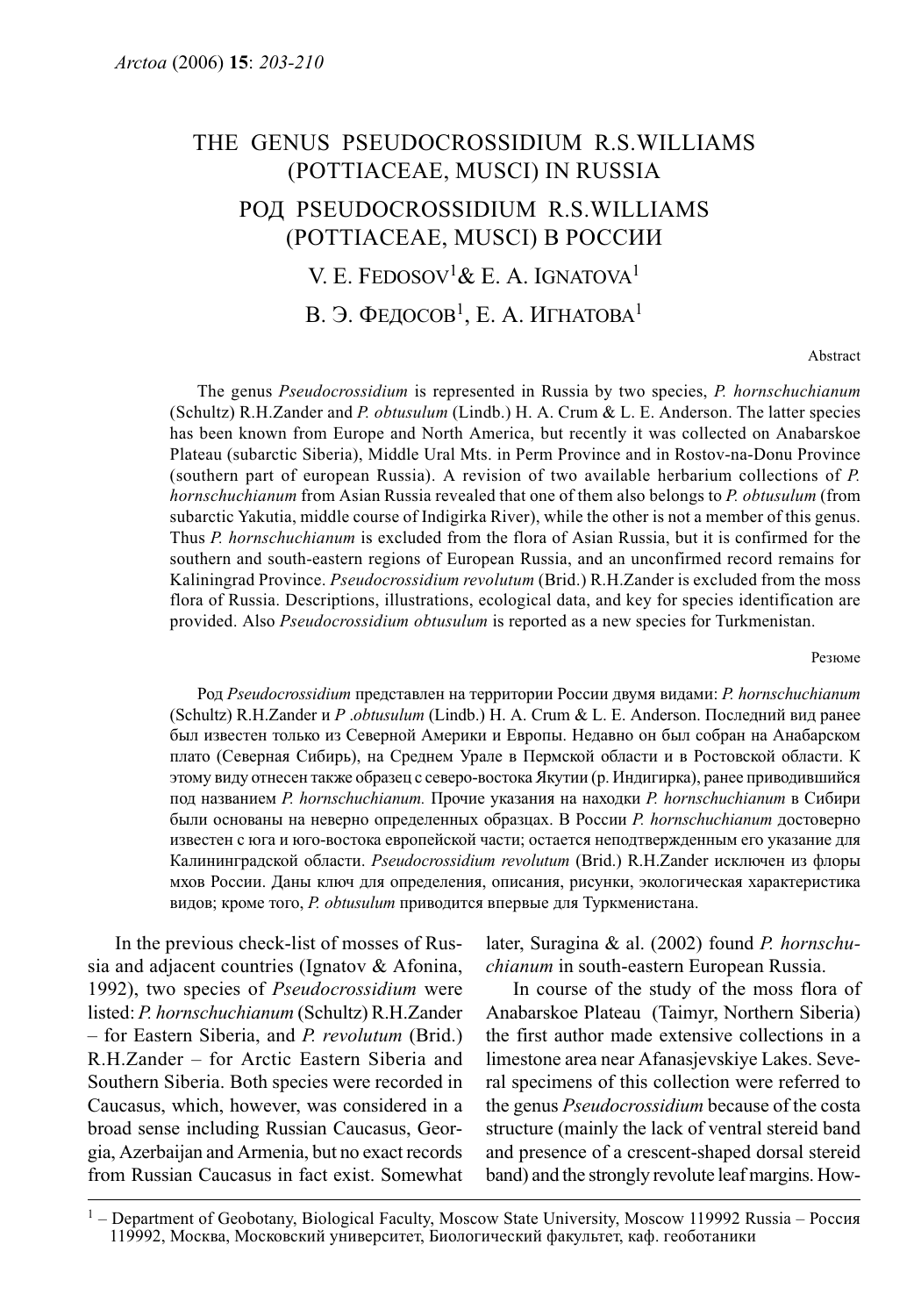# THE GENUS PSEUDOCROSSIDIUM R.S.WILLIAMS (POTTIACEAE, MUSCI) IN RUSSIA

# РОД PSEUDOCROSSIDIUM R.S.WILLIAMS (POTTIACEAE, MUSCI) В РОССИИ

V. E. FEDOSOV[1] & E. A. IGNATOVA[1]

В. Э. ФЕДОСОВ[1], Е. А. ИГНАТОВА[1]

Abstract

The genus *Pseudocrossidium* is represented in Russia by two species, *P. hornschuchianum* (Schultz) R.H.Zander and *P. obtusulum* (Lindb.) H. A. Crum & L. E. Anderson. The latter species has been known from Europe and North America, but recently it was collected on Anabarskoe Plateau (subarctic Siberia), Middle Ural Mts. in Perm Province and in Rostov-na-Donu Province (southern part of european Russia). A revision of two available herbarium collections of *P. hornschuchianum* from Asian Russia revealed that one of them also belongs to *P. obtusulum* (from subarctic Yakutia, middle course of Indigirka River), while the other is not a member of this genus. Thus *P. hornschuchianum* is excluded from the flora of Asian Russia, but it is confirmed for the southern and south-eastern regions of European Russia, and an unconfirmed record remains for Kaliningrad Province. *Pseudocrossidium revolutum* (Brid.) R.H.Zander is excluded from the moss flora of Russia. Descriptions, illustrations, ecological data, and key for species identification are provided. Also *Pseudocrossidium obtusulum* is reported as a new species for Turkmenistan.

Резюме

Род *Pseudocrossidium* представлен на территории России двумя видами: *P. hornschuchianum* (Schultz) R.H.Zander и *P .obtusulum* (Lindb.) H. A. Crum & L. E. Anderson. Последний вид ранее был известен только из Северной Америки и Европы. Недавно он был собран на Анабарском плато (Северная Сибирь), на Среднем Урале в Пермской области и в Ростовской области. К этому виду отнесен также образец с северо-востока Якутии (р. Индигирка), ранее приводившийся под названием *P. hornschuchianum.* Прочие указания на находки *P. hornschuchianum* в Сибири были основаны на неверно определенных образцах. В России *P. hornschuchianum* достоверно известен с юга и юго-востока европейской части; остается неподтвержденным его указание для Калининградской области. *Pseudocrossidium revolutum* (Brid.) R.H.Zander исключен из флоры мхов России. Даны ключ для определения, описания, рисунки, экологическая характеристика видов; кроме того, *P. obtusulum* приводится впервые для Туркменистана.

In the previous check-list of mosses of Russia and adjacent countries (Ignatov & Afonina, 1992), two species of *Pseudocrossidium* were listed: *P. hornschuchianum* (Schultz) R.H.Zander – for Eastern Siberia, and *P. revolutum* (Brid.) R.H.Zander – for Arctic Eastern Siberia and Southern Siberia. Both species were recorded in Caucasus, which, however, was considered in a broad sense including Russian Caucasus, Georgia, Azerbaijan and Armenia, but no exact records from Russian Caucasus in fact exist. Somewhat later, Suragina & al. (2002) found *P. hornschuchianum* in south-eastern European Russia.

In course of the study of the moss flora of Anabarskoe Plateau (Taimyr, Northern Siberia) the first author made extensive collections in a limestone area near Afanasjevskiye Lakes. Several specimens of this collection were referred to the genus *Pseudocrossidium* because of the costa structure (mainly the lack of ventral stereid band and presence of a crescent-shaped dorsal stereid band) and the strongly revolute leaf margins. How-

[1] – Department of Geobotany, Biological Faculty, Moscow State University, Moscow 119992 Russia – Россия 119992, Москва, Московский университет, Биологический факультет, каф. геоботаники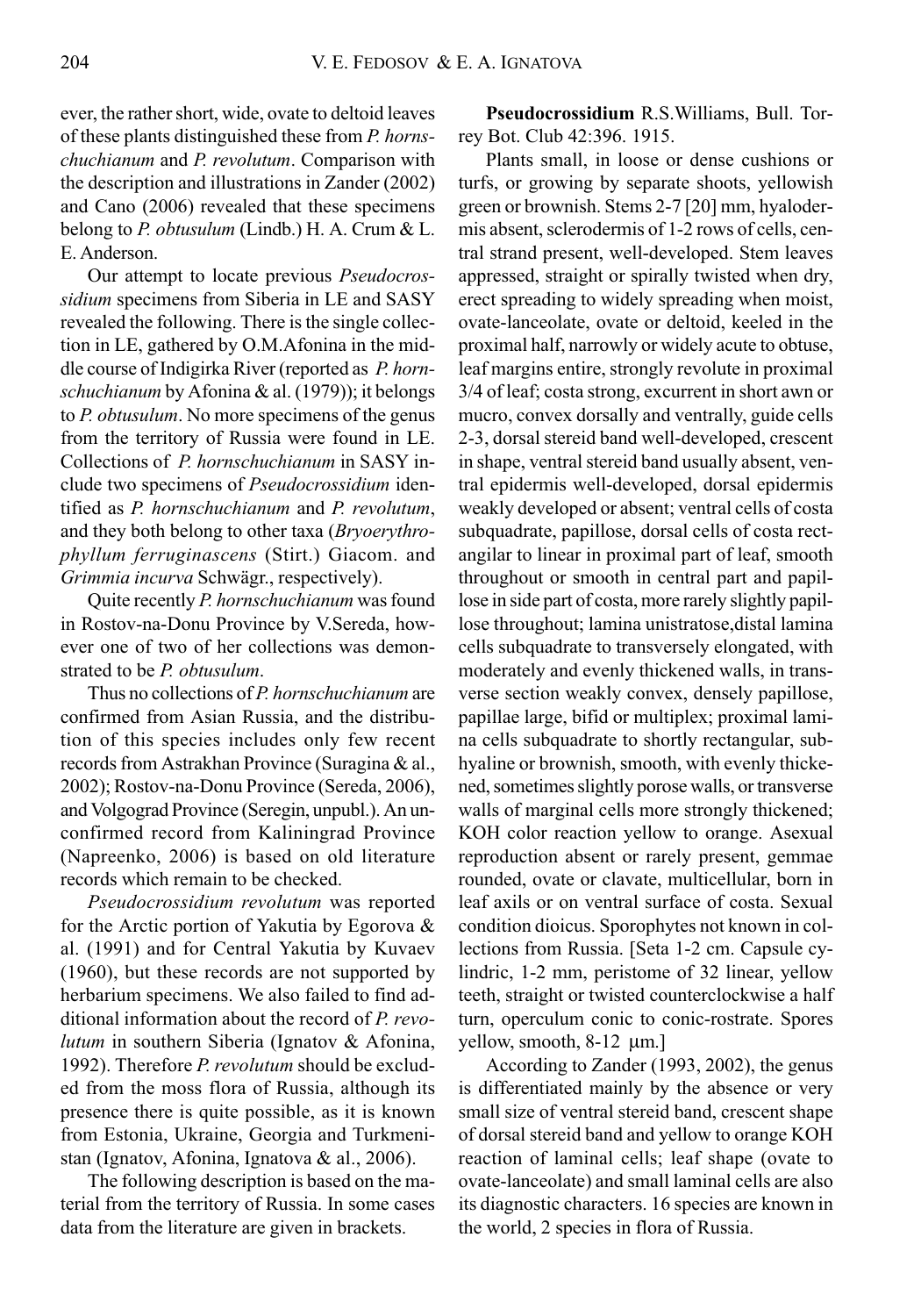ever, the rather short, wide, ovate to deltoid leaves of these plants distinguished these from *P. hornschuchianum* and *P. revolutum*. Comparison with the description and illustrations in Zander (2002) and Cano (2006) revealed that these specimens belong to *P. obtusulum* (Lindb.) H. A. Crum & L. E. Anderson.

Our attempt to locate previous *Pseudocrossidium* specimens from Siberia in LE and SASY revealed the following. There is the single collection in LE, gathered by O.M.Afonina in the middle course of Indigirka River (reported as *P. hornschuchianum* by Afonina & al. (1979)); it belongs to *P. obtusulum*. No more specimens of the genus from the territory of Russia were found in LE. Collections of *P. hornschuchianum* in SASY include two specimens of *Pseudocrossidium* identified as *P. hornschuchianum* and *P. revolutum*, and they both belong to other taxa (*Bryoerythrophyllum ferruginascens* (Stirt.) Giacom. and *Grimmia incurva* Schwägr., respectively).

Quite recently *P. hornschuchianum* was found in Rostov-na-Donu Province by V.Sereda, however one of two of her collections was demonstrated to be *P. obtusulum*.

Thus no collections of *P. hornschuchianum* are confirmed from Asian Russia, and the distribution of this species includes only few recent records from Astrakhan Province (Suragina & al., 2002); Rostov-na-Donu Province (Sereda, 2006), and Volgograd Province (Seregin, unpubl.). An unconfirmed record from Kaliningrad Province (Napreenko, 2006) is based on old literature records which remain to be checked.

*Pseudocrossidium revolutum* was reported for the Arctic portion of Yakutia by Egorova & al. (1991) and for Central Yakutia by Kuvaev (1960), but these records are not supported by herbarium specimens. We also failed to find additional information about the record of *P. revolutum* in southern Siberia (Ignatov & Afonina, 1992). Therefore *P. revolutum* should be excluded from the moss flora of Russia, although its presence there is quite possible, as it is known from Estonia, Ukraine, Georgia and Turkmenistan (Ignatov, Afonina, Ignatova & al., 2006).

The following description is based on the material from the territory of Russia. In some cases data from the literature are given in brackets.

**Pseudocrossidium** R.S.Williams, Bull. Torrey Bot. Club 42:396. 1915.

Plants small, in loose or dense cushions or turfs, or growing by separate shoots, yellowish green or brownish. Stems 2-7 [20] mm, hyalodermis absent, sclerodermis of 1-2 rows of cells, central strand present, well-developed. Stem leaves appressed, straight or spirally twisted when dry, erect spreading to widely spreading when moist, ovate-lanceolate, ovate or deltoid, keeled in the proximal half, narrowly or widely acute to obtuse, leaf margins entire, strongly revolute in proximal 3/4 of leaf; costa strong, excurrent in short awn or mucro, convex dorsally and ventrally, guide cells 2-3, dorsal stereid band well-developed, crescent in shape, ventral stereid band usually absent, ventral epidermis well-developed, dorsal epidermis weakly developed or absent; ventral cells of costa subquadrate, papillose, dorsal cells of costa rectangilar to linear in proximal part of leaf, smooth throughout or smooth in central part and papillose in side part of costa, more rarely slightly papillose throughout; lamina unistratose,distal lamina cells subquadrate to transversely elongated, with moderately and evenly thickened walls, in transverse section weakly convex, densely papillose, papillae large, bifid or multiplex; proximal lamina cells subquadrate to shortly rectangular, subhyaline or brownish, smooth, with evenly thickened, sometimes slightly porose walls, or transverse walls of marginal cells more strongly thickened; KOH color reaction yellow to orange. Asexual reproduction absent or rarely present, gemmae rounded, ovate or clavate, multicellular, born in leaf axils or on ventral surface of costa. Sexual condition dioicus. Sporophytes not known in collections from Russia. [Seta 1-2 cm. Capsule cylindric, 1-2 mm, peristome of 32 linear, yellow teeth, straight or twisted counterclockwise a half turn, operculum conic to conic-rostrate. Spores yellow, smooth, 8-12 µm.]

According to Zander (1993, 2002), the genus is differentiated mainly by the absence or very small size of ventral stereid band, crescent shape of dorsal stereid band and yellow to orange KOH reaction of laminal cells; leaf shape (ovate to ovate-lanceolate) and small laminal cells are also its diagnostic characters. 16 species are known in the world, 2 species in flora of Russia.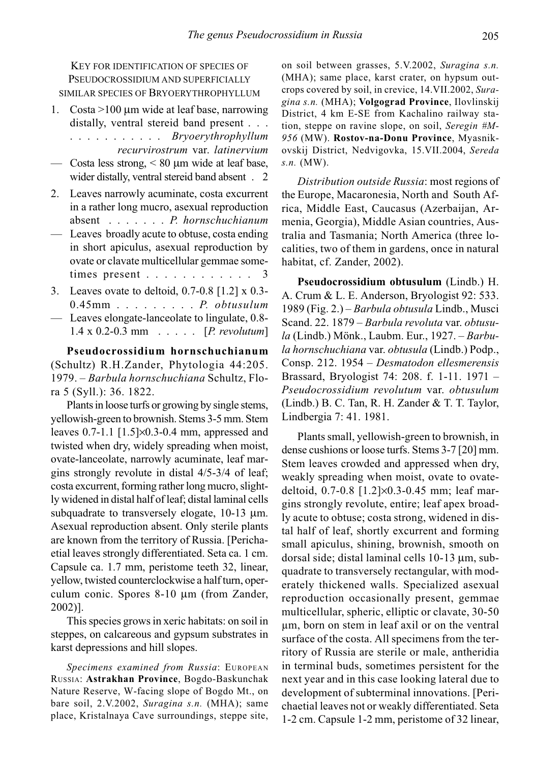KEY FOR IDENTIFICATION OF SPECIES OF PSEUDOCROSSIDIUM AND SUPERFICIALLY SIMILAR SPECIES OF BRYOERYTHROPHYLLUM

1. Costa >100 μm wide at leaf base, narrowing distally, ventral stereid band present . . . . . . . . . . . . . . *Bryoerythrophyllum recurvirostrum* var. *latinervium*
— Costa less strong, < 80 μm wide at leaf base, wider distally, ventral stereid band absent . 2
2. Leaves narrowly acuminate, costa excurrent in a rather long mucro, asexual reproduction absent . . . . . . . *P. hornschuchianum*
— Leaves broadly acute to obtuse, costa ending in short apiculus, asexual reproduction by ovate or clavate multicellular gemmae sometimes present . . . . . . . . . . . . 3
3. Leaves ovate to deltoid, 0.7-0.8 [1.2] x 0.3-0.45mm . . . . . . . . . *P. obtusulum*
— Leaves elongate-lanceolate to lingulate, 0.8-1.4 x 0.2-0.3 mm . . . . . [*P. revolutum*]

**Pseudocrossidium hornschuchianum** (Schultz) R.H.Zander, Phytologia 44:205. 1979. – *Barbula hornschuchiana* Schultz, Flora 5 (Syll.): 36. 1822.

Plants in loose turfs or growing by single stems, yellowish-green to brownish. Stems 3-5 mm. Stem leaves 0.7-1.1 [1.5]×0.3-0.4 mm, appressed and twisted when dry, widely spreading when moist, ovate-lanceolate, narrowly acuminate, leaf margins strongly revolute in distal 4/5-3/4 of leaf; costa excurrent, forming rather long mucro, slightly widened in distal half of leaf; distal laminal cells subquadrate to transversely elogate, 10-13 μm. Asexual reproduction absent. Only sterile plants are known from the territory of Russia. [Perichaetial leaves strongly differentiated. Seta ca. 1 cm. Capsule ca. 1.7 mm, peristome teeth 32, linear, yellow, twisted counterclockwise a half turn, operculum conic. Spores 8-10 μm (from Zander, 2002)].

This species grows in xeric habitats: on soil in steppes, on calcareous and gypsum substrates in karst depressions and hill slopes.

*Specimens examined from Russia*: EUROPEAN RUSSIA: **Astrakhan Province**, Bogdo-Baskunchak Nature Reserve, W-facing slope of Bogdo Mt., on bare soil, 2.V.2002, *Suragina s.n.* (MHA); same place, Kristalnaya Cave surroundings, steppe site, on soil between grasses, 5.V.2002, *Suragina s.n.* (MHA); same place, karst crater, on hypsum outcrops covered by soil, in crevice, 14.VII.2002, *Suragina s.n.* (MHA); **Volgograd Province**, Ilovlinskij District, 4 km E-SE from Kachalino railway station, steppe on ravine slope, on soil, *Seregin #M-956* (MW). **Rostov-na-Donu Province**, Myasnikovskij District, Nedvigovka, 15.VII.2004, *Sereda s.n.* (MW).

*Distribution outside Russia*: most regions of the Europe, Macaronesia, North and South Africa, Middle East, Caucasus (Azerbaijan, Armenia, Georgia), Middle Asian countries, Australia and Tasmania; North America (three localities, two of them in gardens, once in natural habitat, cf. Zander, 2002).

**Pseudocrossidium obtusulum** (Lindb.) H. A. Crum & L. E. Anderson, Bryologist 92: 533. 1989 (Fig. 2.) – *Barbula obtusula* Lindb., Musci Scand. 22. 1879 – *Barbula revoluta* var. *obtusula* (Lindb.) Mönk., Laubm. Eur., 1927. – *Barbula hornschuchiana* var. *obtusula* (Lindb.) Podp., Consp. 212. 1954 – *Desmatodon ellesmerensis* Brassard, Bryologist 74: 208. f. 1-11. 1971 – *Pseudocrossidium revolutum* var. *obtusulum* (Lindb.) B. C. Tan, R. H. Zander & T. T. Taylor, Lindbergia 7: 41. 1981.

Plants small, yellowish-green to brownish, in dense cushions or loose turfs. Stems 3-7 [20] mm. Stem leaves crowded and appressed when dry, weakly spreading when moist, ovate to ovate-deltoid, 0.7-0.8 [1.2]×0.3-0.45 mm; leaf margins strongly revolute, entire; leaf apex broadly acute to obtuse; costa strong, widened in distal half of leaf, shortly excurrent and forming small apiculus, shining, brownish, smooth on dorsal side; distal laminal cells 10-13 μm, subquadrate to transversely rectangular, with moderately thickened walls. Specialized asexual reproduction occasionally present, gemmae multicellular, spheric, elliptic or clavate, 30-50 μm, born on stem in leaf axil or on the ventral surface of the costa. All specimens from the territory of Russia are sterile or male, antheridia in terminal buds, sometimes persistent for the next year and in this case looking lateral due to development of subterminal innovations. [Perichaetial leaves not or weakly differentiated. Seta 1-2 cm. Capsule 1-2 mm, peristome of 32 linear,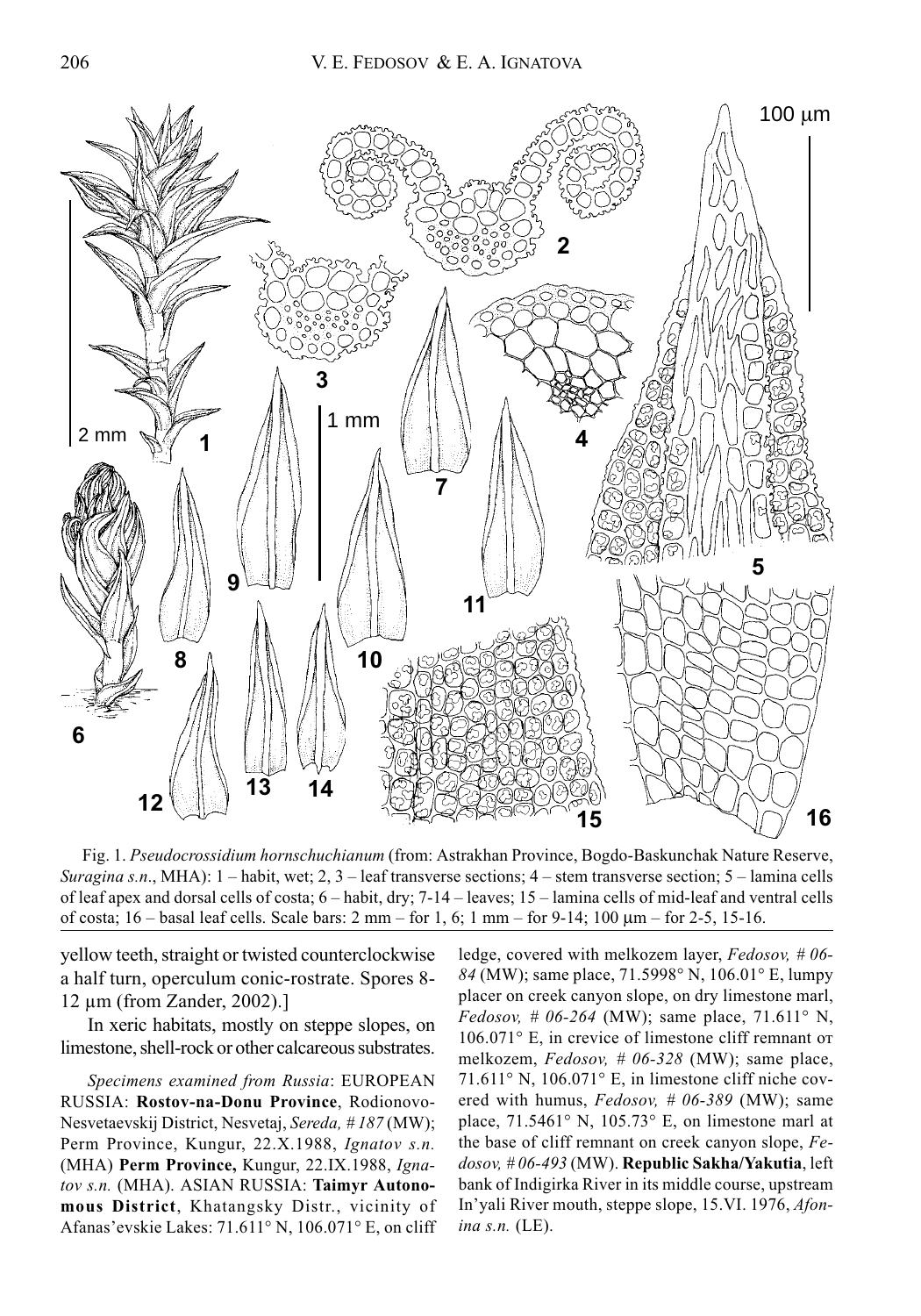Fig. 1. *Pseudocrossidium hornschuchianum* (from: Astrakhan Province, Bogdo-Baskunchak Nature Reserve, *Suragina s.n*., MHA): 1 – habit, wet; 2, 3 – leaf transverse sections; 4 – stem transverse section; 5 – lamina cells of leaf apex and dorsal cells of costa; 6 – habit, dry; 7-14 – leaves; 15 – lamina cells of mid-leaf and ventral cells of costa; 16 – basal leaf cells. Scale bars: 2 mm – for 1, 6; 1 mm – for 9-14; 100 µm – for 2-5, 15-16.

yellow teeth, straight or twisted counterclockwise a half turn, operculum conic-rostrate. Spores 8-12 µm (from Zander, 2002).]

In xeric habitats, mostly on steppe slopes, on limestone, shell-rock or other calcareous substrates.

*Specimens examined from Russia*: EUROPEAN RUSSIA: **Rostov-na-Donu Province**, Rodionovo-Nesvetaevskij District, Nesvetaj, *Sereda, # 187* (MW); Perm Province, Kungur, 22.X.1988, *Ignatov s.n.* (MHA) **Perm Province,** Kungur, 22.IX.1988, *Ignatov s.n.* (MHA). ASIAN RUSSIA: **Taimyr Autonomous District**, Khatangsky Distr., vicinity of Afanas'evskie Lakes: 71.611° N, 106.071° E, on cliff ledge, covered with melkozem layer, *Fedosov, # 06-84* (MW); same place, 71.5998° N, 106.01° E, lumpy placer on creek canyon slope, on dry limestone marl, *Fedosov, # 06-264* (MW); same place, 71.611° N, 106.071° E, in crevice of limestone cliff remnant от melkozem, *Fedosov, # 06-328* (MW); same place, 71.611° N, 106.071° E, in limestone cliff niche covered with humus, *Fedosov, # 06-389* (MW); same place, 71.5461° N, 105.73° E, on limestone marl at the base of cliff remnant on creek canyon slope, *Fedosov, # 06-493* (MW). **Republic Sakha/Yakutia**, left bank of Indigirka River in its middle course, upstream In'yali River mouth, steppe slope, 15.VI. 1976, *Afonina s.n.* (LE).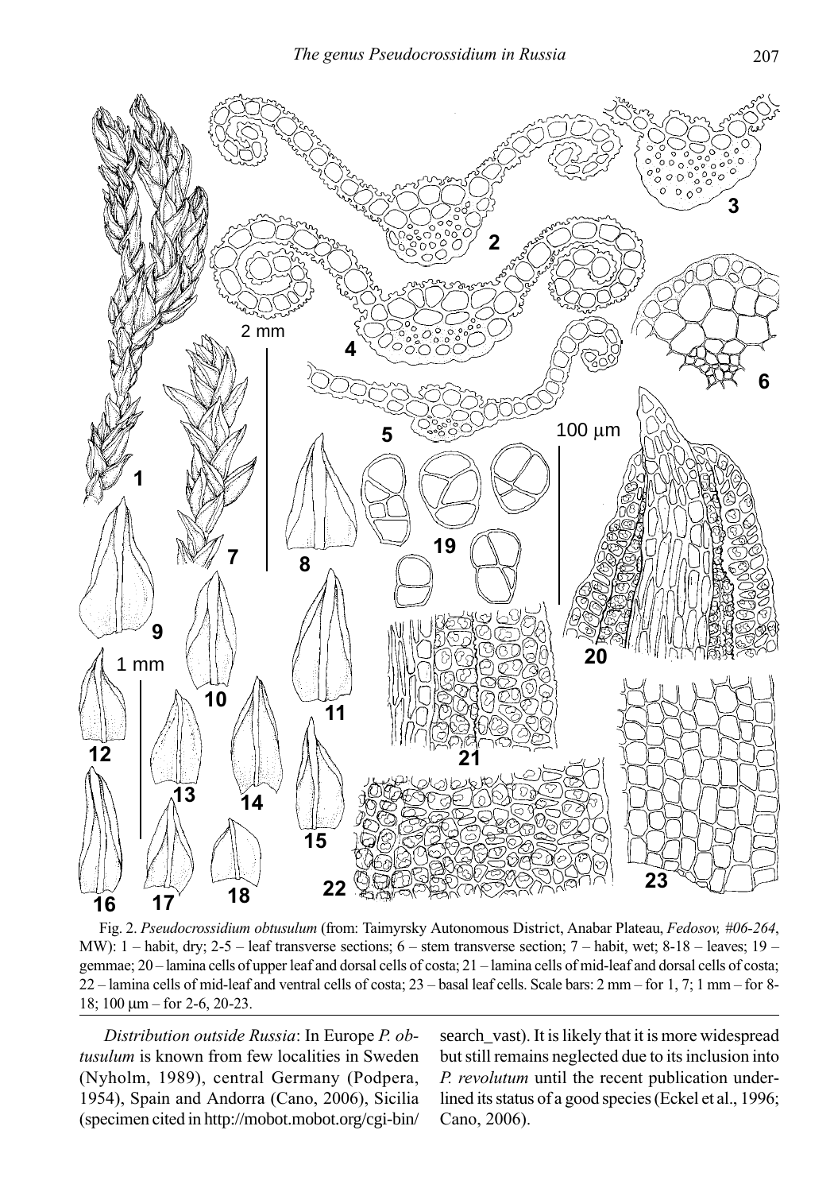Fig. 2. *Pseudocrossidium obtusulum* (from: Taimyrsky Autonomous District, Anabar Plateau, *Fedosov, #06-264*, MW): 1 – habit, dry; 2-5 – leaf transverse sections; 6 – stem transverse section; 7 – habit, wet; 8-18 – leaves; 19 – gemmae; 20 – lamina cells of upper leaf and dorsal cells of costa; 21 – lamina cells of mid-leaf and dorsal cells of costa; 22 – lamina cells of mid-leaf and ventral cells of costa; 23 – basal leaf cells. Scale bars: 2 mm – for 1, 7; 1 mm – for 8-18; 100 µm – for 2-6, 20-23.

*Distribution outside Russia*: In Europe *P. obtusulum* is known from few localities in Sweden (Nyholm, 1989), central Germany (Podpera, 1954), Spain and Andorra (Cano, 2006), Sicilia (specimen cited in http://mobot.mobot.org/cgi-bin/search_vast). It is likely that it is more widespread but still remains neglected due to its inclusion into *P. revolutum* until the recent publication underlined its status of a good species (Eckel et al., 1996; Cano, 2006).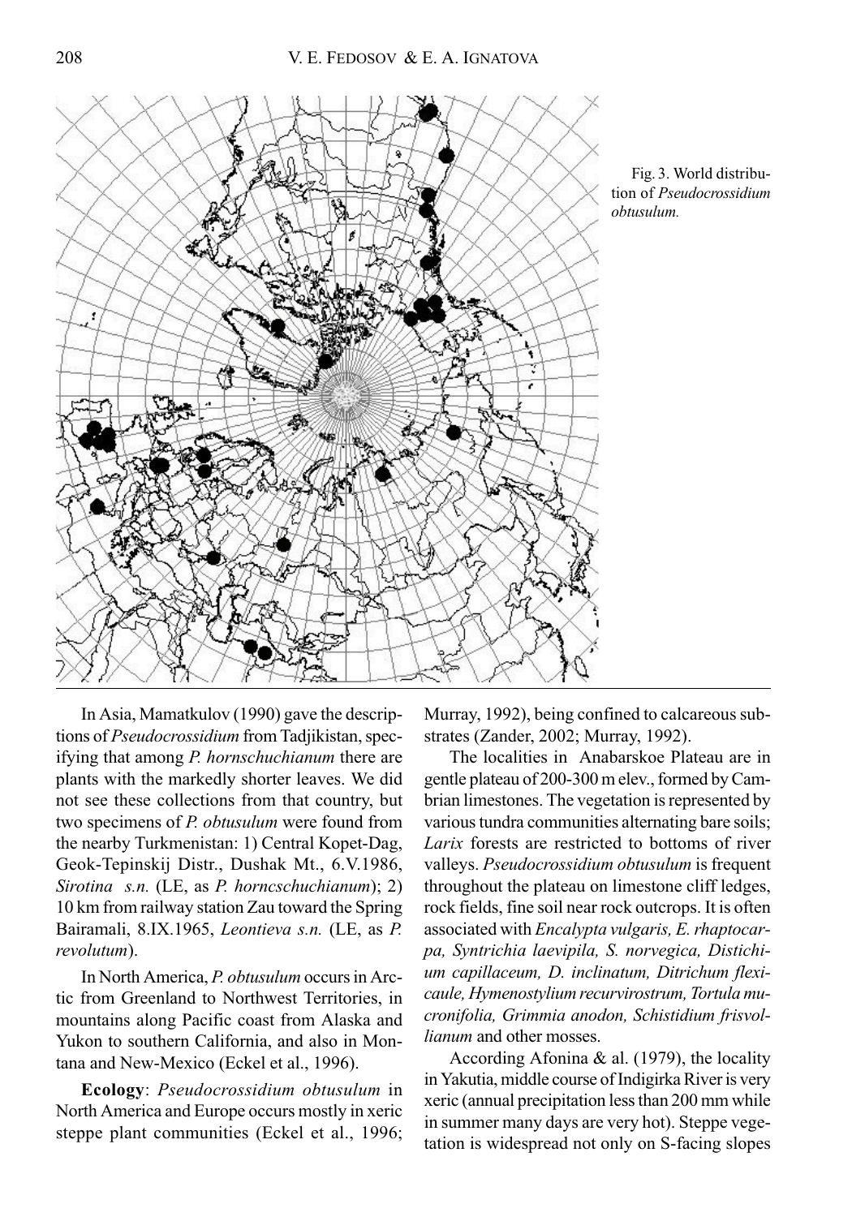Fig. 3. World distribution of *Pseudocrossidium obtusulum.*

In Asia, Mamatkulov (1990) gave the descriptions of *Pseudocrossidium* from Tadjikistan, specifying that among *P. hornschuchianum* there are plants with the markedly shorter leaves. We did not see these collections from that country, but two specimens of *P. obtusulum* were found from the nearby Turkmenistan: 1) Central Kopet-Dag, Geok-Tepinskij Distr., Dushak Mt., 6.V.1986, *Sirotina s.n.* (LE, as *P. horncschuchianum*); 2) 10 km from railway station Zau toward the Spring Bairamali, 8.IX.1965, *Leontieva s.n.* (LE, as *P. revolutum*).

In North America, *P. obtusulum* occurs in Arctic from Greenland to Northwest Territories, in mountains along Pacific coast from Alaska and Yukon to southern California, and also in Montana and New-Mexico (Eckel et al., 1996).

**Ecology**: *Pseudocrossidium obtusulum* in North America and Europe occurs mostly in xeric steppe plant communities (Eckel et al., 1996; Murray, 1992), being confined to calcareous substrates (Zander, 2002; Murray, 1992).

The localities in Anabarskoe Plateau are in gentle plateau of 200-300 m elev., formed by Cambrian limestones. The vegetation is represented by various tundra communities alternating bare soils; *Larix* forests are restricted to bottoms of river valleys. *Pseudocrossidium obtusulum* is frequent throughout the plateau on limestone cliff ledges, rock fields, fine soil near rock outcrops. It is often associated with *Encalypta vulgaris, E. rhaptocarpa, Syntrichia laevipila, S. norvegica, Distichium capillaceum, D. inclinatum, Ditrichum flexicaule, Hymenostylium recurvirostrum, Tortula mucronifolia, Grimmia anodon, Schistidium frisvollianum* and other mosses.

According Afonina & al. (1979), the locality in Yakutia, middle course of Indigirka River is very xeric (annual precipitation less than 200 mm while in summer many days are very hot). Steppe vegetation is widespread not only on S-facing slopes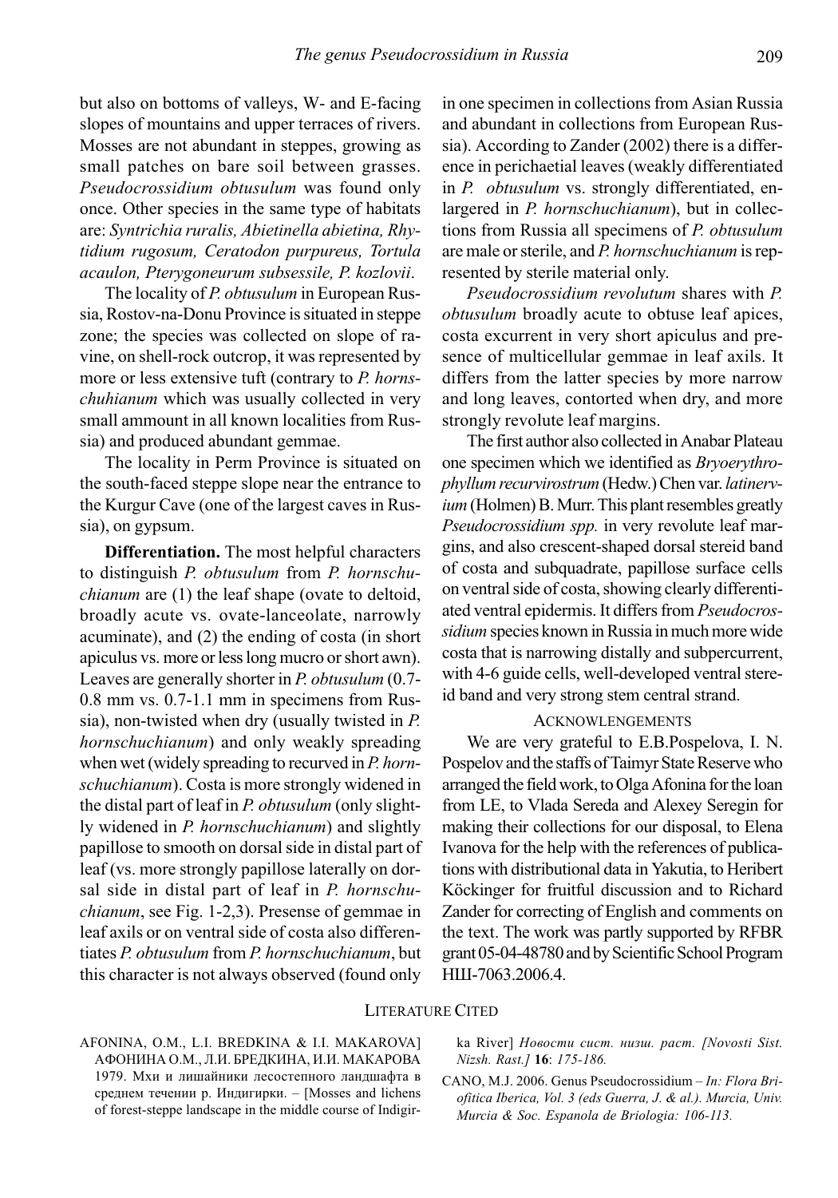but also on bottoms of valleys, W- and E-facing slopes of mountains and upper terraces of rivers. Mosses are not abundant in steppes, growing as small patches on bare soil between grasses. *Pseudocrossidium obtusulum* was found only once. Other species in the same type of habitats are: *Syntrichia ruralis, Abietinella abietina, Rhytidium rugosum, Ceratodon purpureus, Tortula acaulon, Pterygoneurum subsessile, P. kozlovii*.

The locality of *P. obtusulum* in European Russia, Rostov-na-Donu Province is situated in steppe zone; the species was collected on slope of ravine, on shell-rock outcrop, it was represented by more or less extensive tuft (contrary to *P. hornschuhianum* which was usually collected in very small ammount in all known localities from Russia) and produced abundant gemmae.

The locality in Perm Province is situated on the south-faced steppe slope near the entrance to the Kurgur Cave (one of the largest caves in Russia), on gypsum.

**Differentiation.** The most helpful characters to distinguish *P. obtusulum* from *P. hornschuchianum* are (1) the leaf shape (ovate to deltoid, broadly acute vs. ovate-lanceolate, narrowly acuminate), and (2) the ending of costa (in short apiculus vs. more or less long mucro or short awn). Leaves are generally shorter in *P. obtusulum* (0.7-0.8 mm vs. 0.7-1.1 mm in specimens from Russia), non-twisted when dry (usually twisted in *P. hornschuchianum*) and only weakly spreading when wet (widely spreading to recurved in *P. hornschuchianum*). Costa is more strongly widened in the distal part of leaf in *P. obtusulum* (only slightly widened in *P. hornschuchianum*) and slightly papillose to smooth on dorsal side in distal part of leaf (vs. more strongly papillose laterally on dorsal side in distal part of leaf in *P. hornschuchianum*, see Fig. 1-2,3). Presense of gemmae in leaf axils or on ventral side of costa also differentiates *P. obtusulum* from *P. hornschuchianum*, but this character is not always observed (found only in one specimen in collections from Asian Russia and abundant in collections from European Russia). According to Zander (2002) there is a difference in perichaetial leaves (weakly differentiated in *P. obtusulum* vs. strongly differentiated, enlargered in *P. hornschuchianum*), but in collections from Russia all specimens of *P. obtusulum* are male or sterile, and *P. hornschuchianum* is represented by sterile material only.

*Pseudocrossidium revolutum* shares with *P. obtusulum* broadly acute to obtuse leaf apices, costa excurrent in very short apiculus and presence of multicellular gemmae in leaf axils. It differs from the latter species by more narrow and long leaves, contorted when dry, and more strongly revolute leaf margins.

The first author also collected in Anabar Plateau one specimen which we identified as *Bryoerythrophyllum recurvirostrum* (Hedw.) Chen var. *latinervium* (Holmen) B. Murr. This plant resembles greatly *Pseudocrossidium spp.* in very revolute leaf margins, and also crescent-shaped dorsal stereid band of costa and subquadrate, papillose surface cells on ventral side of costa, showing clearly differentiated ventral epidermis. It differs from *Pseudocrossidium* species known in Russia in much more wide costa that is narrowing distally and subpercurrent, with 4-6 guide cells, well-developed ventral stereid band and very strong stem central strand.

## ACKNOWLENGEMENTS

We are very grateful to E.B.Pospelova, I. N. Pospelov and the staffs of Taimyr State Reserve who arranged the field work, to Olga Afonina for the loan from LE, to Vlada Sereda and Alexey Seregin for making their collections for our disposal, to Elena Ivanova for the help with the references of publications with distributional data in Yakutia, to Heribert Köckinger for fruitful discussion and to Richard Zander for correcting of English and comments on the text. The work was partly supported by RFBR grant 05-04-48780 and by Scientific School Program НШ-7063.2006.4.

## LITERATURE CITED

AFONINA, O.M., L.I. BREDKINA & I.I. MAKAROVA] АФОНИНА О.М., Л.И. БРЕДКИНА, И.И. МАКАРОВА 1979. Мхи и лишайники лесостепного ландшафта в среднем течении р. Индигирки. – [Mosses and lichens of forest-steppe landscape in the middle course of Indigirka River] *Новости сист. низш. раст. [Novosti Sist. Nizsh. Rast.]* **16**: *175-186.*

CANO, M.J. 2006. Genus Pseudocrossidium – *In: Flora Briofitica Iberica, Vol. 3 (eds Guerra, J. & al.). Murcia, Univ. Murcia & Soc. Espanola de Briologia: 106-113.*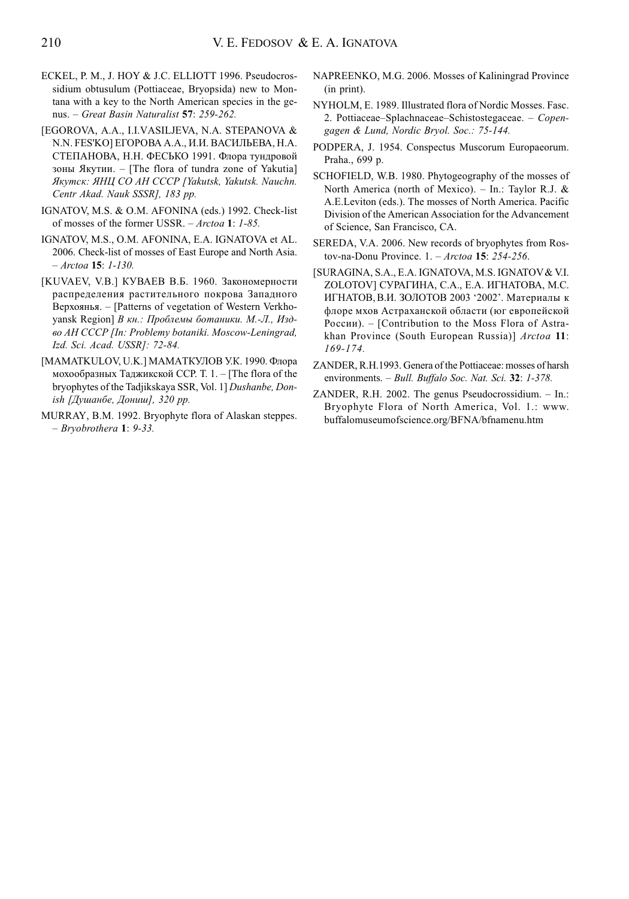ECKEL, P. M., J. HOY & J.C. ELLIOTT 1996. Pseudocrossidium obtusulum (Pottiaceae, Bryopsida) new to Montana with a key to the North American species in the genus. – *Great Basin Naturalist* **57**: *259-262.*

[EGOROVA, A.A., I.I.VASILJEVA, N.A. STEPANOVA & N.N. FES'KO] ЕГОРОВА А.А., И.И. ВАСИЛЬЕВА, Н.А. СТЕПАНОВА, Н.Н. ФЕСЬКО 1991. Флора тундровой зоны Якутии. – [The flora of tundra zone of Yakutia] *Якутск: ЯНЦ СО АН СССР [Yakutsk, Yakutsk. Nauchn. Centr Akad. Nauk SSSR], 183 pp.*

IGNATOV, M.S. & O.M. AFONINA (eds.) 1992. Check-list of mosses of the former USSR. – *Arctoa* **1**: *1-85.*

IGNATOV, M.S., O.M. AFONINA, E.A. IGNATOVA et AL. 2006. Check-list of mosses of East Europe and North Asia. – *Arctoa* **15**: *1-130.*

[KUVAEV, V.B.] КУВАЕВ В.Б. 1960. Закономерности распределения растительного покрова Западного Верхоянья. – [Patterns of vegetation of Western Verkhoyansk Region] *В кн.: Проблемы ботаники. М.-Л., Изд-во АН СССР [In: Problemy botaniki. Moscow-Leningrad, Izd. Sci. Acad. USSR]: 72-84.*

[MAMATKULOV, U.K.] МАМАТКУЛОВ У.К. 1990. Флора мохообразных Таджикской ССР. Т. 1. – [The flora of the bryophytes of the Tadjikskaya SSR, Vol. 1] *Dushanbe, Donish [Душанбе, Дониш], 320 pp.*

MURRAY, B.M. 1992. Bryophyte flora of Alaskan steppes. – *Bryobrothera* **1**: *9-33.*

NAPREENKO, M.G. 2006. Mosses of Kaliningrad Province (in print).

NYHOLM, E. 1989. Illustrated flora of Nordic Mosses. Fasc. 2. Pottiaceae–Splachnaceae–Schistostegaceae. – *Copengagen & Lund, Nordic Bryol. Soc.: 75-144.*

PODPERA, J. 1954. Conspectus Muscorum Europaeorum. Praha., 699 p.

SCHOFIELD, W.B. 1980. Phytogeography of the mosses of North America (north of Mexico). – In.: Taylor R.J. & A.E.Leviton (eds.). The mosses of North America. Pacific Division of the American Association for the Advancement of Science, San Francisco, CA.

SEREDA, V.A. 2006. New records of bryophytes from Rostov-na-Donu Province. 1. – *Arctoa* **15**: *254-256*.

[SURAGINA, S.A., E.A. IGNATOVA, M.S. IGNATOV & V.I. ZOLOTOV] СУРАГИНА, С.А., Е.А. ИГНАТОВА, М.С. ИГНАТОВ, В.И. ЗОЛОТОВ 2003 '2002'. Материалы к флоре мхов Астраханской области (юг европейской России). – [Contribution to the Moss Flora of Astrakhan Province (South European Russia)] *Arctoa* **11**: *169-174.*

ZANDER, R.H.1993. Genera of the Pottiaceae: mosses of harsh environments. – *Bull. Buffalo Soc. Nat. Sci.* **32**: *1-378.*

ZANDER, R.H. 2002. The genus Pseudocrossidium. – In.: Bryophyte Flora of North America, Vol. 1.: www.buffalomuseumofscience.org/BFNA/bfnamenu.htm